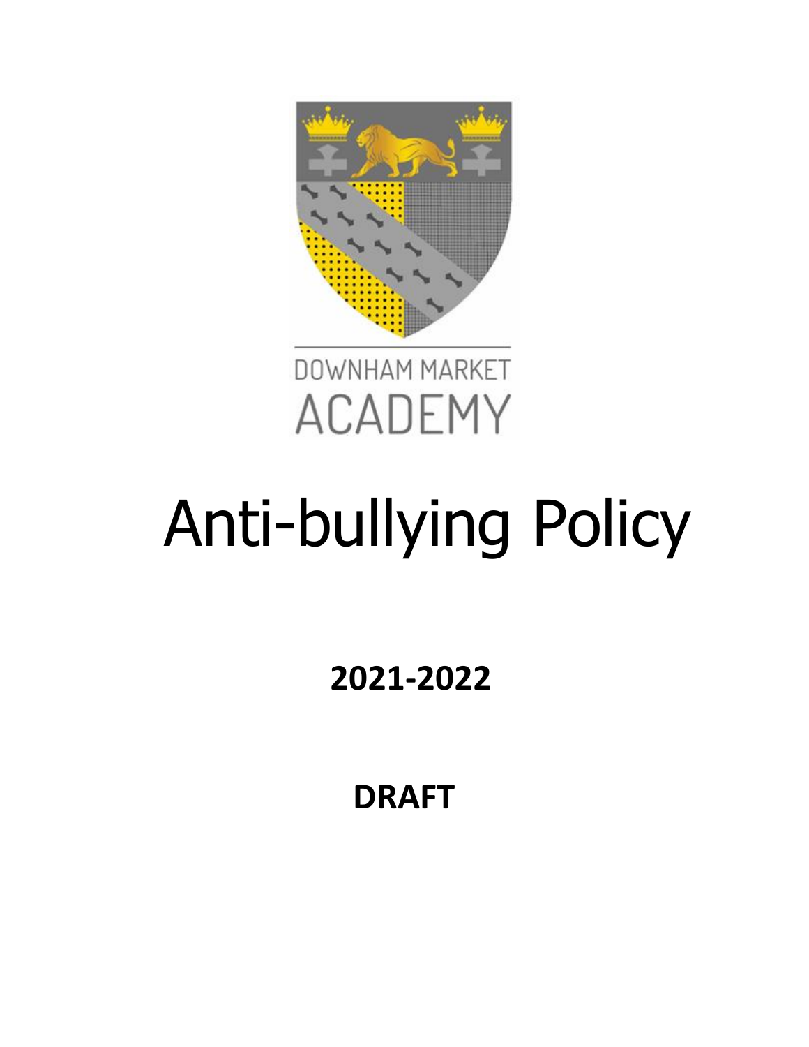DOWNHAM MARKET ACADEMY

# Anti-bullying Policy

**2021-2022**

**DRAFT**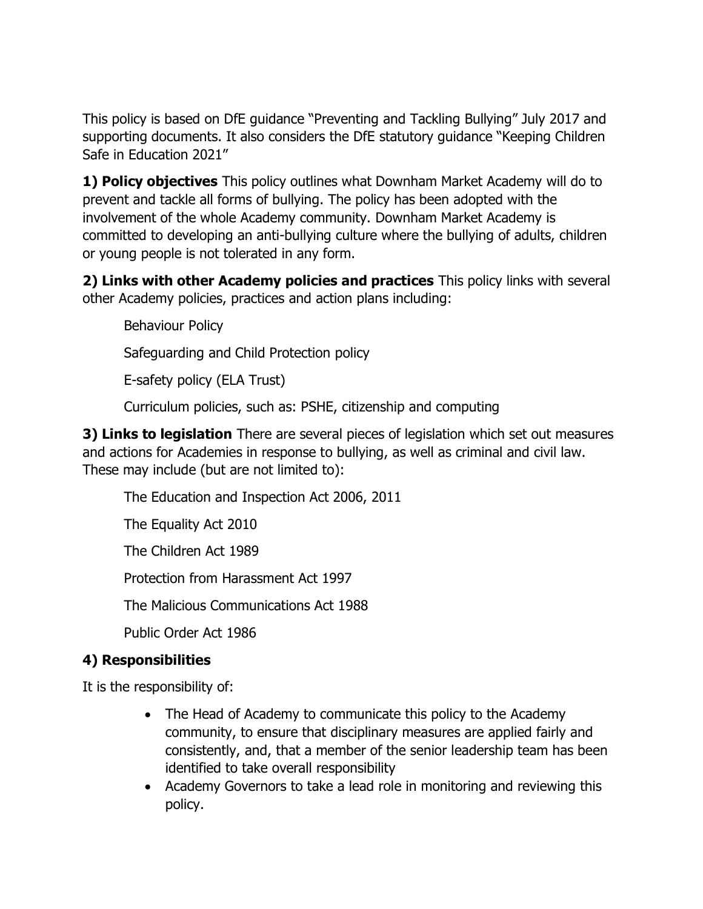This policy is based on DfE guidance "Preventing and Tackling Bullying" July 2017 and supporting documents. It also considers the DfE statutory guidance "Keeping Children Safe in Education 2021"

**1) Policy objectives** This policy outlines what Downham Market Academy will do to prevent and tackle all forms of bullying. The policy has been adopted with the involvement of the whole Academy community. Downham Market Academy is committed to developing an anti-bullying culture where the bullying of adults, children or young people is not tolerated in any form.

**2) Links with other Academy policies and practices** This policy links with several other Academy policies, practices and action plans including:

Behaviour Policy

Safeguarding and Child Protection policy

E-safety policy (ELA Trust)

Curriculum policies, such as: PSHE, citizenship and computing

**3) Links to legislation** There are several pieces of legislation which set out measures and actions for Academies in response to bullying, as well as criminal and civil law. These may include (but are not limited to):

The Education and Inspection Act 2006, 2011

The Equality Act 2010

The Children Act 1989

Protection from Harassment Act 1997

The Malicious Communications Act 1988

Public Order Act 1986

**4) Responsibilities**

It is the responsibility of:

- The Head of Academy to communicate this policy to the Academy community, to ensure that disciplinary measures are applied fairly and consistently, and, that a member of the senior leadership team has been identified to take overall responsibility
- Academy Governors to take a lead role in monitoring and reviewing this policy.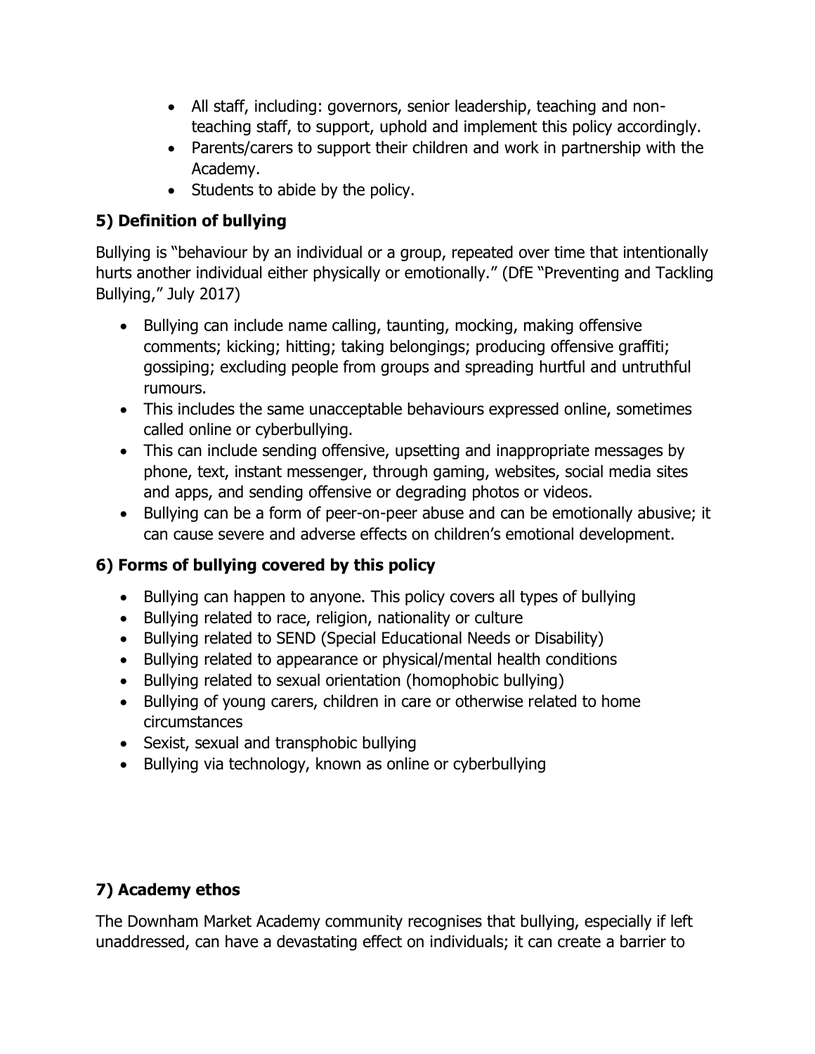- All staff, including: governors, senior leadership, teaching and non-teaching staff, to support, uphold and implement this policy accordingly.
- Parents/carers to support their children and work in partnership with the Academy.
- Students to abide by the policy.

## 5) Definition of bullying

Bullying is "behaviour by an individual or a group, repeated over time that intentionally hurts another individual either physically or emotionally." (DfE "Preventing and Tackling Bullying," July 2017)

- Bullying can include name calling, taunting, mocking, making offensive comments; kicking; hitting; taking belongings; producing offensive graffiti; gossiping; excluding people from groups and spreading hurtful and untruthful rumours.
- This includes the same unacceptable behaviours expressed online, sometimes called online or cyberbullying.
- This can include sending offensive, upsetting and inappropriate messages by phone, text, instant messenger, through gaming, websites, social media sites and apps, and sending offensive or degrading photos or videos.
- Bullying can be a form of peer-on-peer abuse and can be emotionally abusive; it can cause severe and adverse effects on children's emotional development.

## 6) Forms of bullying covered by this policy

- Bullying can happen to anyone. This policy covers all types of bullying
- Bullying related to race, religion, nationality or culture
- Bullying related to SEND (Special Educational Needs or Disability)
- Bullying related to appearance or physical/mental health conditions
- Bullying related to sexual orientation (homophobic bullying)
- Bullying of young carers, children in care or otherwise related to home circumstances
- Sexist, sexual and transphobic bullying
- Bullying via technology, known as online or cyberbullying

## 7) Academy ethos

The Downham Market Academy community recognises that bullying, especially if left unaddressed, can have a devastating effect on individuals; it can create a barrier to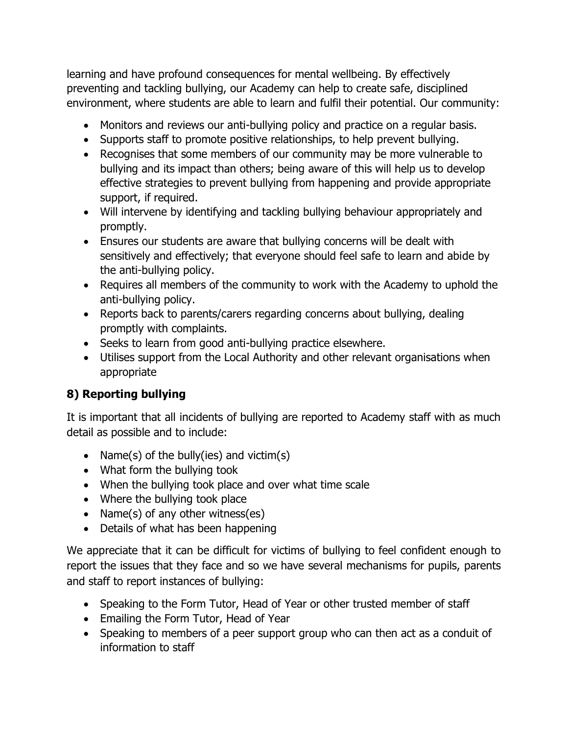learning and have profound consequences for mental wellbeing. By effectively preventing and tackling bullying, our Academy can help to create safe, disciplined environment, where students are able to learn and fulfil their potential. Our community:

- Monitors and reviews our anti-bullying policy and practice on a regular basis.
- Supports staff to promote positive relationships, to help prevent bullying.
- Recognises that some members of our community may be more vulnerable to bullying and its impact than others; being aware of this will help us to develop effective strategies to prevent bullying from happening and provide appropriate support, if required.
- Will intervene by identifying and tackling bullying behaviour appropriately and promptly.
- Ensures our students are aware that bullying concerns will be dealt with sensitively and effectively; that everyone should feel safe to learn and abide by the anti-bullying policy.
- Requires all members of the community to work with the Academy to uphold the anti-bullying policy.
- Reports back to parents/carers regarding concerns about bullying, dealing promptly with complaints.
- Seeks to learn from good anti-bullying practice elsewhere.
- Utilises support from the Local Authority and other relevant organisations when appropriate

## 8) Reporting bullying

It is important that all incidents of bullying are reported to Academy staff with as much detail as possible and to include:

- Name(s) of the bully(ies) and victim(s)
- What form the bullying took
- When the bullying took place and over what time scale
- Where the bullying took place
- Name(s) of any other witness(es)
- Details of what has been happening

We appreciate that it can be difficult for victims of bullying to feel confident enough to report the issues that they face and so we have several mechanisms for pupils, parents and staff to report instances of bullying:

- Speaking to the Form Tutor, Head of Year or other trusted member of staff
- Emailing the Form Tutor, Head of Year
- Speaking to members of a peer support group who can then act as a conduit of information to staff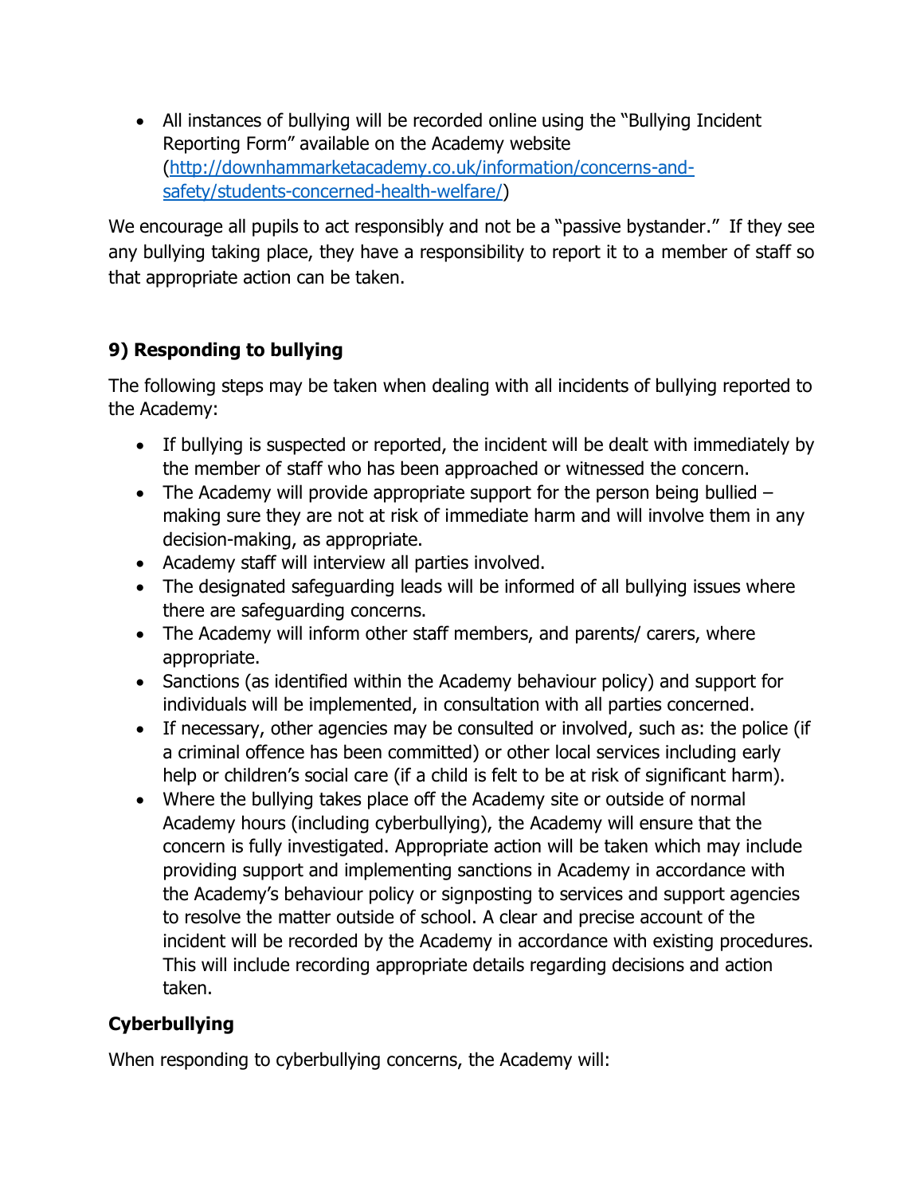- All instances of bullying will be recorded online using the "Bullying Incident Reporting Form" available on the Academy website ([http://downhammarketacademy.co.uk/information/concerns-and-safety/students-concerned-health-welfare/](http://downhammarketacademy.co.uk/information/concerns-and-safety/students-concerned-health-welfare/))

We encourage all pupils to act responsibly and not be a "passive bystander." If they see any bullying taking place, they have a responsibility to report it to a member of staff so that appropriate action can be taken.

## 9) Responding to bullying

The following steps may be taken when dealing with all incidents of bullying reported to the Academy:

- If bullying is suspected or reported, the incident will be dealt with immediately by the member of staff who has been approached or witnessed the concern.
- The Academy will provide appropriate support for the person being bullied – making sure they are not at risk of immediate harm and will involve them in any decision-making, as appropriate.
- Academy staff will interview all parties involved.
- The designated safeguarding leads will be informed of all bullying issues where there are safeguarding concerns.
- The Academy will inform other staff members, and parents/ carers, where appropriate.
- Sanctions (as identified within the Academy behaviour policy) and support for individuals will be implemented, in consultation with all parties concerned.
- If necessary, other agencies may be consulted or involved, such as: the police (if a criminal offence has been committed) or other local services including early help or children's social care (if a child is felt to be at risk of significant harm).
- Where the bullying takes place off the Academy site or outside of normal Academy hours (including cyberbullying), the Academy will ensure that the concern is fully investigated. Appropriate action will be taken which may include providing support and implementing sanctions in Academy in accordance with the Academy's behaviour policy or signposting to services and support agencies to resolve the matter outside of school. A clear and precise account of the incident will be recorded by the Academy in accordance with existing procedures. This will include recording appropriate details regarding decisions and action taken.

### Cyberbullying

When responding to cyberbullying concerns, the Academy will: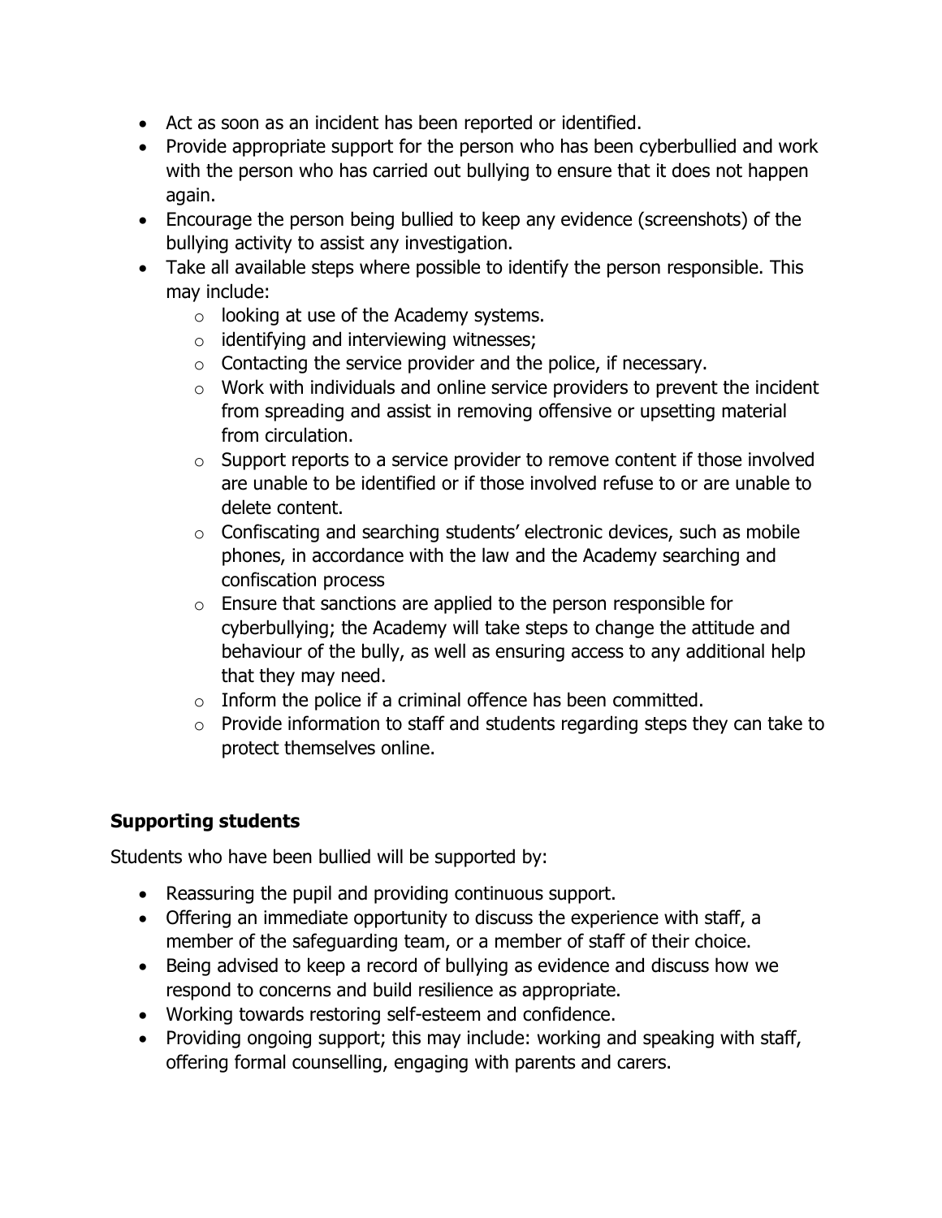- Act as soon as an incident has been reported or identified.
- Provide appropriate support for the person who has been cyberbullied and work with the person who has carried out bullying to ensure that it does not happen again.
- Encourage the person being bullied to keep any evidence (screenshots) of the bullying activity to assist any investigation.
- Take all available steps where possible to identify the person responsible. This may include:
  - looking at use of the Academy systems.
  - identifying and interviewing witnesses;
  - Contacting the service provider and the police, if necessary.
  - Work with individuals and online service providers to prevent the incident from spreading and assist in removing offensive or upsetting material from circulation.
  - Support reports to a service provider to remove content if those involved are unable to be identified or if those involved refuse to or are unable to delete content.
  - Confiscating and searching students' electronic devices, such as mobile phones, in accordance with the law and the Academy searching and confiscation process
  - Ensure that sanctions are applied to the person responsible for cyberbullying; the Academy will take steps to change the attitude and behaviour of the bully, as well as ensuring access to any additional help that they may need.
  - Inform the police if a criminal offence has been committed.
  - Provide information to staff and students regarding steps they can take to protect themselves online.

**Supporting students**

Students who have been bullied will be supported by:

- Reassuring the pupil and providing continuous support.
- Offering an immediate opportunity to discuss the experience with staff, a member of the safeguarding team, or a member of staff of their choice.
- Being advised to keep a record of bullying as evidence and discuss how we respond to concerns and build resilience as appropriate.
- Working towards restoring self-esteem and confidence.
- Providing ongoing support; this may include: working and speaking with staff, offering formal counselling, engaging with parents and carers.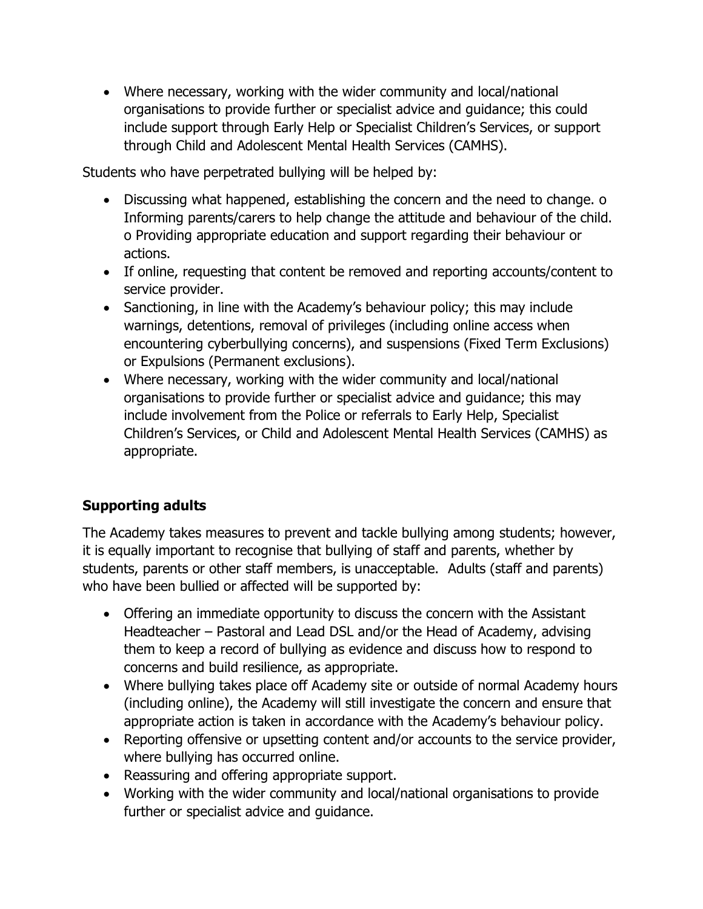- Where necessary, working with the wider community and local/national organisations to provide further or specialist advice and guidance; this could include support through Early Help or Specialist Children's Services, or support through Child and Adolescent Mental Health Services (CAMHS).

Students who have perpetrated bullying will be helped by:

- Discussing what happened, establishing the concern and the need to change. o Informing parents/carers to help change the attitude and behaviour of the child. o Providing appropriate education and support regarding their behaviour or actions.
- If online, requesting that content be removed and reporting accounts/content to service provider.
- Sanctioning, in line with the Academy's behaviour policy; this may include warnings, detentions, removal of privileges (including online access when encountering cyberbullying concerns), and suspensions (Fixed Term Exclusions) or Expulsions (Permanent exclusions).
- Where necessary, working with the wider community and local/national organisations to provide further or specialist advice and guidance; this may include involvement from the Police or referrals to Early Help, Specialist Children's Services, or Child and Adolescent Mental Health Services (CAMHS) as appropriate.

**Supporting adults**

The Academy takes measures to prevent and tackle bullying among students; however, it is equally important to recognise that bullying of staff and parents, whether by students, parents or other staff members, is unacceptable. Adults (staff and parents) who have been bullied or affected will be supported by:

- Offering an immediate opportunity to discuss the concern with the Assistant Headteacher – Pastoral and Lead DSL and/or the Head of Academy, advising them to keep a record of bullying as evidence and discuss how to respond to concerns and build resilience, as appropriate.
- Where bullying takes place off Academy site or outside of normal Academy hours (including online), the Academy will still investigate the concern and ensure that appropriate action is taken in accordance with the Academy's behaviour policy.
- Reporting offensive or upsetting content and/or accounts to the service provider, where bullying has occurred online.
- Reassuring and offering appropriate support.
- Working with the wider community and local/national organisations to provide further or specialist advice and guidance.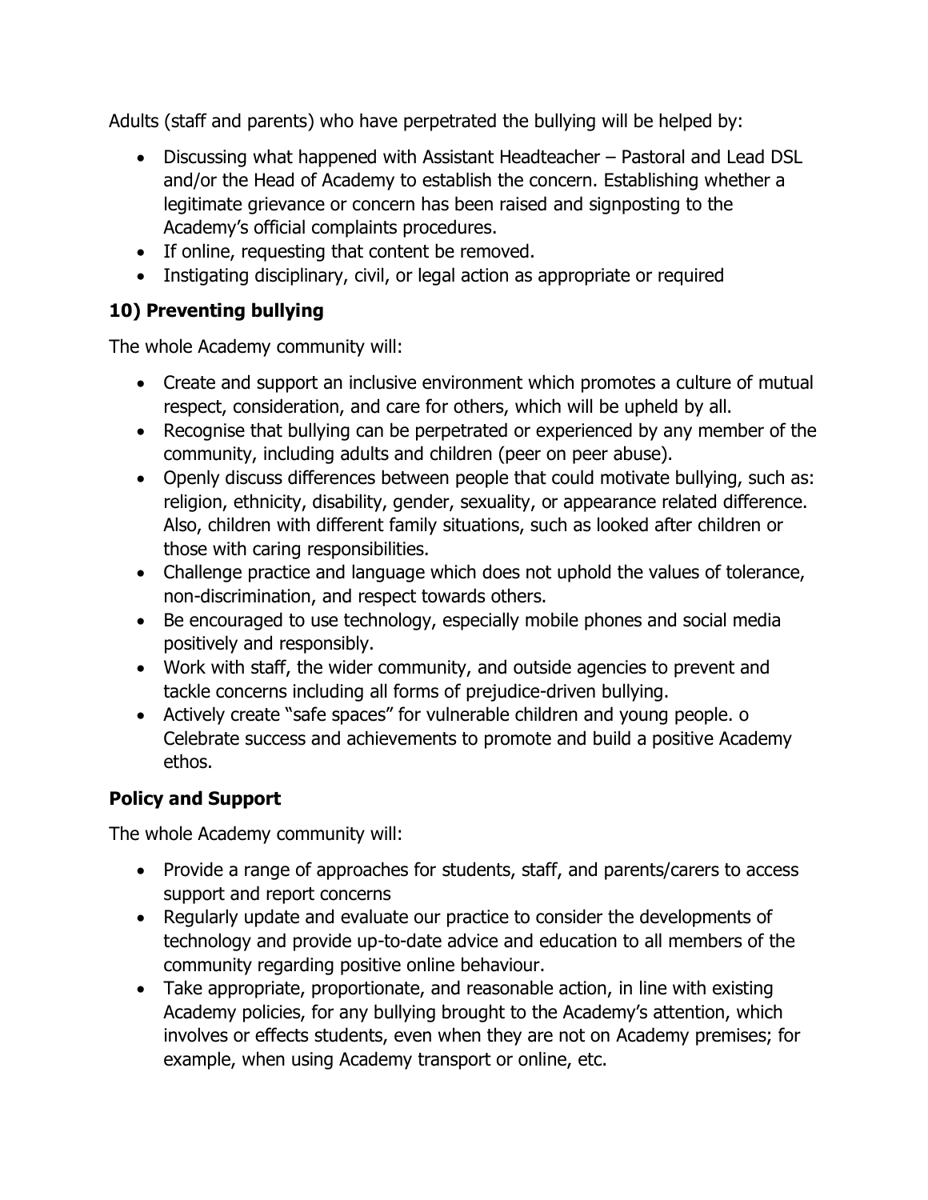Adults (staff and parents) who have perpetrated the bullying will be helped by:

- Discussing what happened with Assistant Headteacher – Pastoral and Lead DSL and/or the Head of Academy to establish the concern. Establishing whether a legitimate grievance or concern has been raised and signposting to the Academy's official complaints procedures.
- If online, requesting that content be removed.
- Instigating disciplinary, civil, or legal action as appropriate or required

## 10) Preventing bullying

The whole Academy community will:

- Create and support an inclusive environment which promotes a culture of mutual respect, consideration, and care for others, which will be upheld by all.
- Recognise that bullying can be perpetrated or experienced by any member of the community, including adults and children (peer on peer abuse).
- Openly discuss differences between people that could motivate bullying, such as: religion, ethnicity, disability, gender, sexuality, or appearance related difference. Also, children with different family situations, such as looked after children or those with caring responsibilities.
- Challenge practice and language which does not uphold the values of tolerance, non-discrimination, and respect towards others.
- Be encouraged to use technology, especially mobile phones and social media positively and responsibly.
- Work with staff, the wider community, and outside agencies to prevent and tackle concerns including all forms of prejudice-driven bullying.
- Actively create "safe spaces" for vulnerable children and young people. o Celebrate success and achievements to promote and build a positive Academy ethos.

## Policy and Support

The whole Academy community will:

- Provide a range of approaches for students, staff, and parents/carers to access support and report concerns
- Regularly update and evaluate our practice to consider the developments of technology and provide up-to-date advice and education to all members of the community regarding positive online behaviour.
- Take appropriate, proportionate, and reasonable action, in line with existing Academy policies, for any bullying brought to the Academy's attention, which involves or effects students, even when they are not on Academy premises; for example, when using Academy transport or online, etc.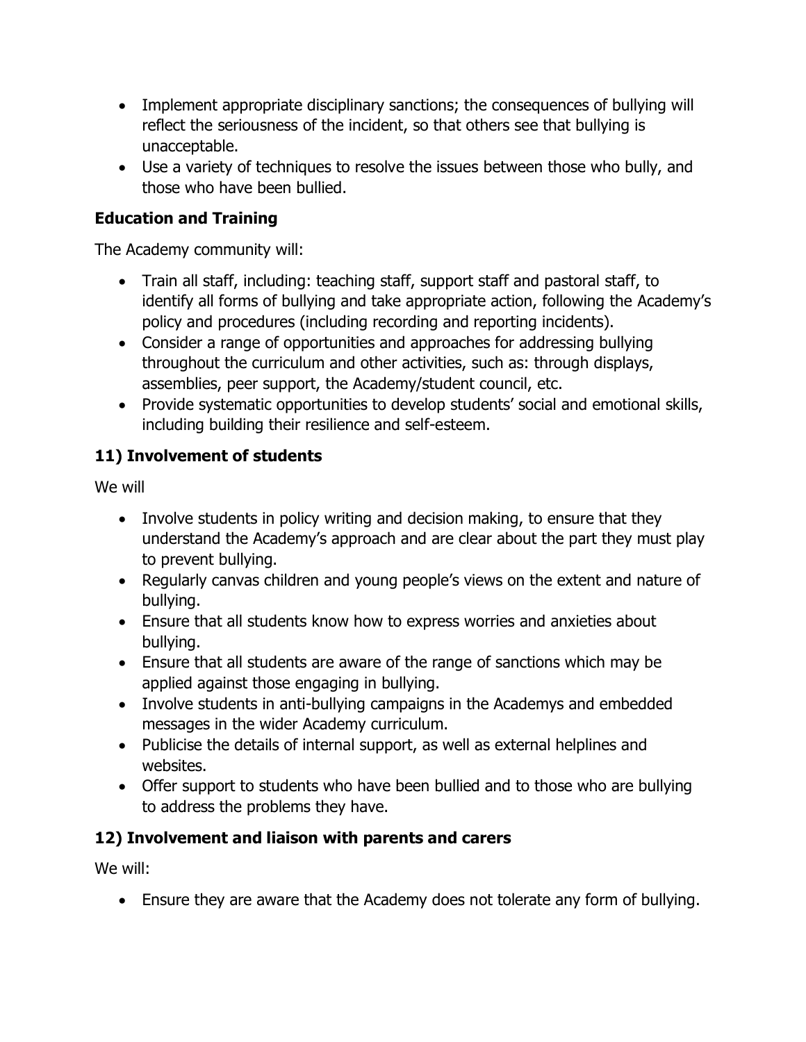- Implement appropriate disciplinary sanctions; the consequences of bullying will reflect the seriousness of the incident, so that others see that bullying is unacceptable.
- Use a variety of techniques to resolve the issues between those who bully, and those who have been bullied.

### Education and Training

The Academy community will:

- Train all staff, including: teaching staff, support staff and pastoral staff, to identify all forms of bullying and take appropriate action, following the Academy's policy and procedures (including recording and reporting incidents).
- Consider a range of opportunities and approaches for addressing bullying throughout the curriculum and other activities, such as: through displays, assemblies, peer support, the Academy/student council, etc.
- Provide systematic opportunities to develop students' social and emotional skills, including building their resilience and self-esteem.

## 11) Involvement of students

We will

- Involve students in policy writing and decision making, to ensure that they understand the Academy's approach and are clear about the part they must play to prevent bullying.
- Regularly canvas children and young people's views on the extent and nature of bullying.
- Ensure that all students know how to express worries and anxieties about bullying.
- Ensure that all students are aware of the range of sanctions which may be applied against those engaging in bullying.
- Involve students in anti-bullying campaigns in the Academys and embedded messages in the wider Academy curriculum.
- Publicise the details of internal support, as well as external helplines and websites.
- Offer support to students who have been bullied and to those who are bullying to address the problems they have.

## 12) Involvement and liaison with parents and carers

We will:

- Ensure they are aware that the Academy does not tolerate any form of bullying.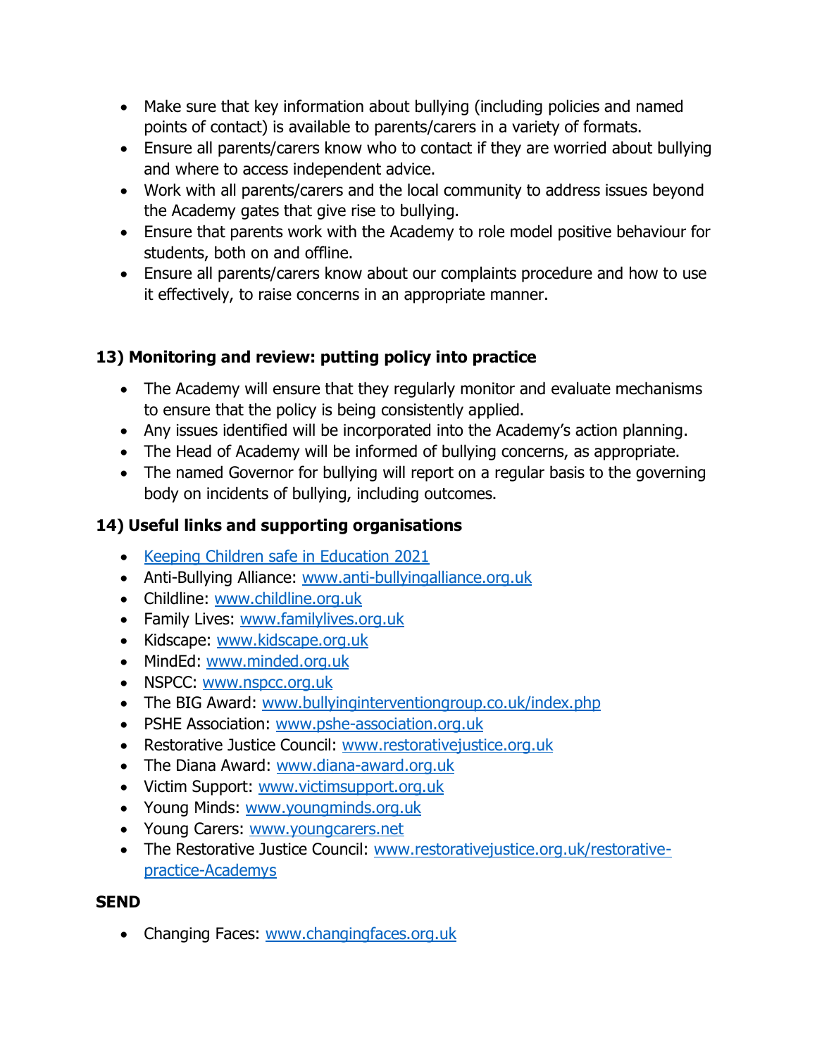- Make sure that key information about bullying (including policies and named points of contact) is available to parents/carers in a variety of formats.
- Ensure all parents/carers know who to contact if they are worried about bullying and where to access independent advice.
- Work with all parents/carers and the local community to address issues beyond the Academy gates that give rise to bullying.
- Ensure that parents work with the Academy to role model positive behaviour for students, both on and offline.
- Ensure all parents/carers know about our complaints procedure and how to use it effectively, to raise concerns in an appropriate manner.

## 13) Monitoring and review: putting policy into practice

- The Academy will ensure that they regularly monitor and evaluate mechanisms to ensure that the policy is being consistently applied.
- Any issues identified will be incorporated into the Academy's action planning.
- The Head of Academy will be informed of bullying concerns, as appropriate.
- The named Governor for bullying will report on a regular basis to the governing body on incidents of bullying, including outcomes.

## 14) Useful links and supporting organisations

- Keeping Children safe in Education 2021
- Anti-Bullying Alliance: www.anti-bullyingalliance.org.uk
- Childline: www.childline.org.uk
- Family Lives: www.familylives.org.uk
- Kidscape: www.kidscape.org.uk
- MindEd: www.minded.org.uk
- NSPCC: www.nspcc.org.uk
- The BIG Award: www.bullyinginterventiongroup.co.uk/index.php
- PSHE Association: www.pshe-association.org.uk
- Restorative Justice Council: www.restorativejustice.org.uk
- The Diana Award: www.diana-award.org.uk
- Victim Support: www.victimsupport.org.uk
- Young Minds: www.youngminds.org.uk
- Young Carers: www.youngcarers.net
- The Restorative Justice Council: www.restorativejustice.org.uk/restorative-practice-Academys

**SEND**

- Changing Faces: www.changingfaces.org.uk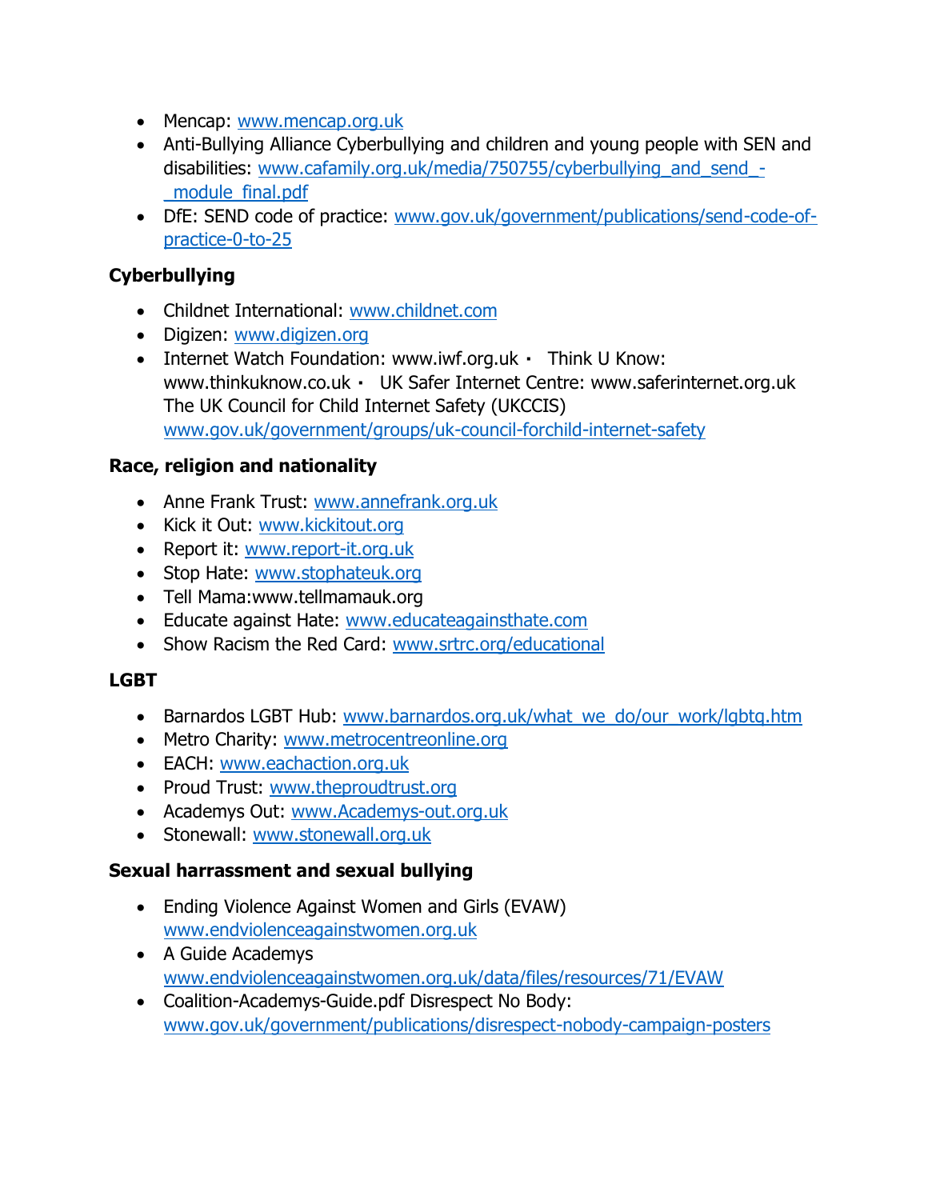- Mencap: www.mencap.org.uk
- Anti-Bullying Alliance Cyberbullying and children and young people with SEN and disabilities: www.cafamily.org.uk/media/750755/cyberbullying_and_send_-_module_final.pdf
- DfE: SEND code of practice: www.gov.uk/government/publications/send-code-of-practice-0-to-25

### Cyberbullying

- Childnet International: www.childnet.com
- Digizen: www.digizen.org
- Internet Watch Foundation: www.iwf.org.uk ▪ Think U Know: www.thinkuknow.co.uk ▪ UK Safer Internet Centre: www.saferinternet.org.uk The UK Council for Child Internet Safety (UKCCIS) www.gov.uk/government/groups/uk-council-forchild-internet-safety

### Race, religion and nationality

- Anne Frank Trust: www.annefrank.org.uk
- Kick it Out: www.kickitout.org
- Report it: www.report-it.org.uk
- Stop Hate: www.stophateuk.org
- Tell Mama:www.tellmamauk.org
- Educate against Hate: www.educateagainsthate.com
- Show Racism the Red Card: www.srtrc.org/educational

### LGBT

- Barnardos LGBT Hub: www.barnardos.org.uk/what_we_do/our_work/lgbtq.htm
- Metro Charity: www.metrocentreonline.org
- EACH: www.eachaction.org.uk
- Proud Trust: www.theproudtrust.org
- Academys Out: www.Academys-out.org.uk
- Stonewall: www.stonewall.org.uk

### Sexual harrassment and sexual bullying

- Ending Violence Against Women and Girls (EVAW) www.endviolenceagainstwomen.org.uk
- A Guide Academys www.endviolenceagainstwomen.org.uk/data/files/resources/71/EVAW
- Coalition-Academys-Guide.pdf Disrespect No Body: www.gov.uk/government/publications/disrespect-nobody-campaign-posters